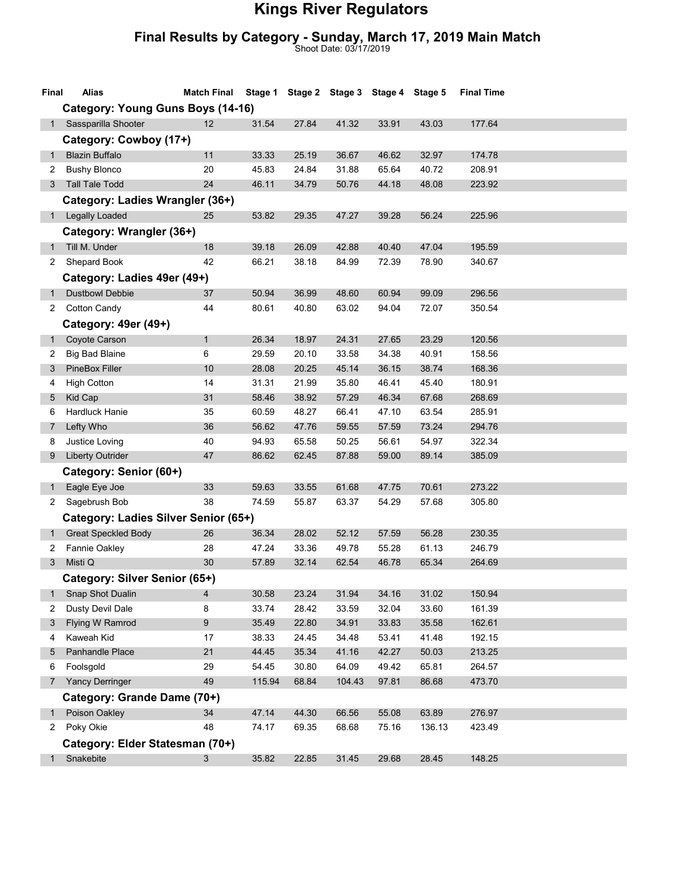# Kings River Regulators

## Final Results by Category - Sunday, March 17, 2019 Main Match

Shoot Date: 03/17/2019

| Final | Alias | Match Final | Stage 1 | Stage 2 | Stage 3 | Stage 4 | Stage 5 | Final Time |
|---|---|---|---|---|---|---|---|---|
| | **Category: Young Guns Boys (14-16)** | | | | | | | |
| 1 | Sassparilla Shooter | 12 | 31.54 | 27.84 | 41.32 | 33.91 | 43.03 | 177.64 |
| | **Category: Cowboy (17+)** | | | | | | | |
| 1 | Blazin Buffalo | 11 | 33.33 | 25.19 | 36.67 | 46.62 | 32.97 | 174.78 |
| 2 | Bushy Blonco | 20 | 45.83 | 24.84 | 31.88 | 65.64 | 40.72 | 208.91 |
| 3 | Tall Tale Todd | 24 | 46.11 | 34.79 | 50.76 | 44.18 | 48.08 | 223.92 |
| | **Category: Ladies Wrangler (36+)** | | | | | | | |
| 1 | Legally Loaded | 25 | 53.82 | 29.35 | 47.27 | 39.28 | 56.24 | 225.96 |
| | **Category: Wrangler (36+)** | | | | | | | |
| 1 | Till M. Under | 18 | 39.18 | 26.09 | 42.88 | 40.40 | 47.04 | 195.59 |
| 2 | Shepard Book | 42 | 66.21 | 38.18 | 84.99 | 72.39 | 78.90 | 340.67 |
| | **Category: Ladies 49er (49+)** | | | | | | | |
| 1 | Dustbowl Debbie | 37 | 50.94 | 36.99 | 48.60 | 60.94 | 99.09 | 296.56 |
| 2 | Cotton Candy | 44 | 80.61 | 40.80 | 63.02 | 94.04 | 72.07 | 350.54 |
| | **Category: 49er (49+)** | | | | | | | |
| 1 | Coyote Carson | 1 | 26.34 | 18.97 | 24.31 | 27.65 | 23.29 | 120.56 |
| 2 | Big Bad Blaine | 6 | 29.59 | 20.10 | 33.58 | 34.38 | 40.91 | 158.56 |
| 3 | PineBox Filler | 10 | 28.08 | 20.25 | 45.14 | 36.15 | 38.74 | 168.36 |
| 4 | High Cotton | 14 | 31.31 | 21.99 | 35.80 | 46.41 | 45.40 | 180.91 |
| 5 | Kid Cap | 31 | 58.46 | 38.92 | 57.29 | 46.34 | 67.68 | 268.69 |
| 6 | Hardluck Hanie | 35 | 60.59 | 48.27 | 66.41 | 47.10 | 63.54 | 285.91 |
| 7 | Lefty Who | 36 | 56.62 | 47.76 | 59.55 | 57.59 | 73.24 | 294.76 |
| 8 | Justice Loving | 40 | 94.93 | 65.58 | 50.25 | 56.61 | 54.97 | 322.34 |
| 9 | Liberty Outrider | 47 | 86.62 | 62.45 | 87.88 | 59.00 | 89.14 | 385.09 |
| | **Category: Senior (60+)** | | | | | | | |
| 1 | Eagle Eye Joe | 33 | 59.63 | 33.55 | 61.68 | 47.75 | 70.61 | 273.22 |
| 2 | Sagebrush Bob | 38 | 74.59 | 55.87 | 63.37 | 54.29 | 57.68 | 305.80 |
| | **Category: Ladies Silver Senior (65+)** | | | | | | | |
| 1 | Great Speckled Body | 26 | 36.34 | 28.02 | 52.12 | 57.59 | 56.28 | 230.35 |
| 2 | Fannie Oakley | 28 | 47.24 | 33.36 | 49.78 | 55.28 | 61.13 | 246.79 |
| 3 | Misti Q | 30 | 57.89 | 32.14 | 62.54 | 46.78 | 65.34 | 264.69 |
| | **Category: Silver Senior (65+)** | | | | | | | |
| 1 | Snap Shot Dualin | 4 | 30.58 | 23.24 | 31.94 | 34.16 | 31.02 | 150.94 |
| 2 | Dusty Devil Dale | 8 | 33.74 | 28.42 | 33.59 | 32.04 | 33.60 | 161.39 |
| 3 | Flying W Ramrod | 9 | 35.49 | 22.80 | 34.91 | 33.83 | 35.58 | 162.61 |
| 4 | Kaweah Kid | 17 | 38.33 | 24.45 | 34.48 | 53.41 | 41.48 | 192.15 |
| 5 | Panhandle Place | 21 | 44.45 | 35.34 | 41.16 | 42.27 | 50.03 | 213.25 |
| 6 | Foolsgold | 29 | 54.45 | 30.80 | 64.09 | 49.42 | 65.81 | 264.57 |
| 7 | Yancy Derringer | 49 | 115.94 | 68.84 | 104.43 | 97.81 | 86.68 | 473.70 |
| | **Category: Grande Dame (70+)** | | | | | | | |
| 1 | Poison Oakley | 34 | 47.14 | 44.30 | 66.56 | 55.08 | 63.89 | 276.97 |
| 2 | Poky Okie | 48 | 74.17 | 69.35 | 68.68 | 75.16 | 136.13 | 423.49 |
| | **Category: Elder Statesman (70+)** | | | | | | | |
| 1 | Snakebite | 3 | 35.82 | 22.85 | 31.45 | 29.68 | 28.45 | 148.25 |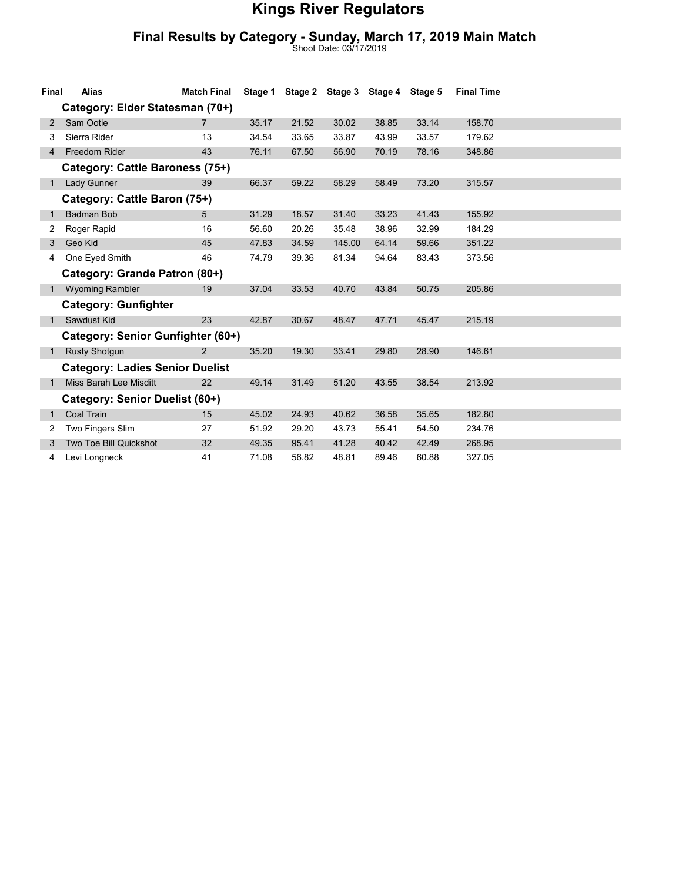# Kings River Regulators

## Final Results by Category - Sunday, March 17, 2019 Main Match

Shoot Date: 03/17/2019

| Final | Alias | Match Final | Stage 1 | Stage 2 | Stage 3 | Stage 4 | Stage 5 | Final Time |
|---|---|---|---|---|---|---|---|---|
| | **Category: Elder Statesman (70+)** | | | | | | | |
| 2 | Sam Ootie | 7 | 35.17 | 21.52 | 30.02 | 38.85 | 33.14 | 158.70 |
| 3 | Sierra Rider | 13 | 34.54 | 33.65 | 33.87 | 43.99 | 33.57 | 179.62 |
| 4 | Freedom Rider | 43 | 76.11 | 67.50 | 56.90 | 70.19 | 78.16 | 348.86 |
| | **Category: Cattle Baroness (75+)** | | | | | | | |
| 1 | Lady Gunner | 39 | 66.37 | 59.22 | 58.29 | 58.49 | 73.20 | 315.57 |
| | **Category: Cattle Baron (75+)** | | | | | | | |
| 1 | Badman Bob | 5 | 31.29 | 18.57 | 31.40 | 33.23 | 41.43 | 155.92 |
| 2 | Roger Rapid | 16 | 56.60 | 20.26 | 35.48 | 38.96 | 32.99 | 184.29 |
| 3 | Geo Kid | 45 | 47.83 | 34.59 | 145.00 | 64.14 | 59.66 | 351.22 |
| 4 | One Eyed Smith | 46 | 74.79 | 39.36 | 81.34 | 94.64 | 83.43 | 373.56 |
| | **Category: Grande Patron (80+)** | | | | | | | |
| 1 | Wyoming Rambler | 19 | 37.04 | 33.53 | 40.70 | 43.84 | 50.75 | 205.86 |
| | **Category: Gunfighter** | | | | | | | |
| 1 | Sawdust Kid | 23 | 42.87 | 30.67 | 48.47 | 47.71 | 45.47 | 215.19 |
| | **Category: Senior Gunfighter (60+)** | | | | | | | |
| 1 | Rusty Shotgun | 2 | 35.20 | 19.30 | 33.41 | 29.80 | 28.90 | 146.61 |
| | **Category: Ladies Senior Duelist** | | | | | | | |
| 1 | Miss Barah Lee Misditt | 22 | 49.14 | 31.49 | 51.20 | 43.55 | 38.54 | 213.92 |
| | **Category: Senior Duelist (60+)** | | | | | | | |
| 1 | Coal Train | 15 | 45.02 | 24.93 | 40.62 | 36.58 | 35.65 | 182.80 |
| 2 | Two Fingers Slim | 27 | 51.92 | 29.20 | 43.73 | 55.41 | 54.50 | 234.76 |
| 3 | Two Toe Bill Quickshot | 32 | 49.35 | 95.41 | 41.28 | 40.42 | 42.49 | 268.95 |
| 4 | Levi Longneck | 41 | 71.08 | 56.82 | 48.81 | 89.46 | 60.88 | 327.05 |